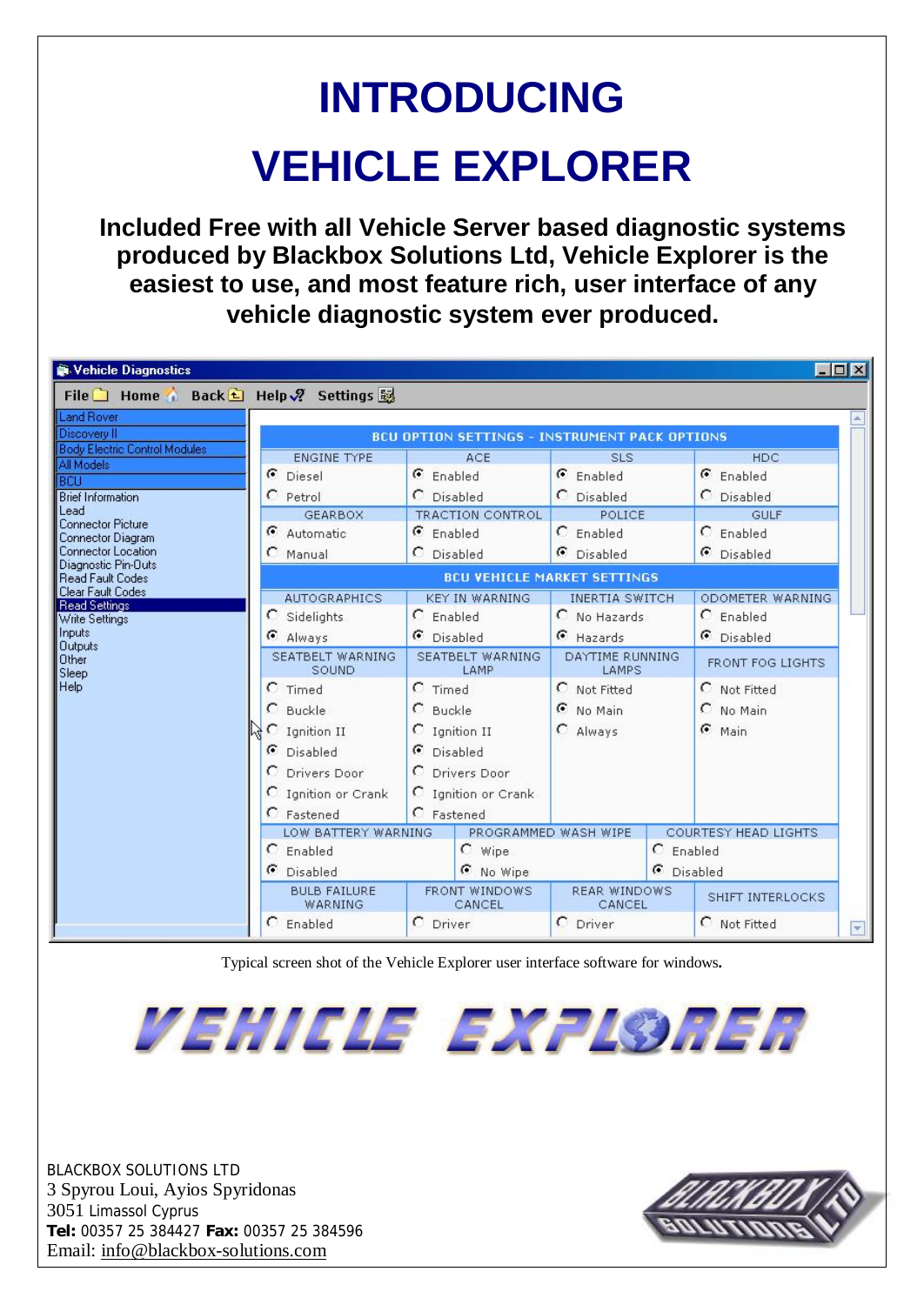# INTRODUCING

# VEHICLE EXPLORER

**Included Free with all Vehicle Server based diagnostic systems produced by Blackbox Solutions Ltd, Vehicle Explorer is the easiest to use, and most feature rich, user interface of any vehicle diagnostic system ever produced.**

Vehicle Diagnostics

File | Home | Back | Help | Settings

- Land Rover
- Discovery II
- Body Electric Control Modules
- All Models
- BCU
- Brief Information
- Lead
- Connector Picture
- Connector Diagram
- Connector Location
- Diagnostic Pin-Outs
- Read Fault Codes
- Clear Fault Codes
- Read Settings
- Write Settings
- Inputs
- Outputs
- Other
- Sleep
- Help

**BCU OPTION SETTINGS - INSTRUMENT PACK OPTIONS**

| ENGINE TYPE | ACE | SLS | HDC |
|---|---|---|---|
| (•) Diesel | (•) Enabled | (•) Enabled | (•) Enabled |
| ( ) Petrol | ( ) Disabled | ( ) Disabled | ( ) Disabled |
| **GEARBOX** | **TRACTION CONTROL** | **POLICE** | **GULF** |
| (•) Automatic | (•) Enabled | ( ) Enabled | ( ) Enabled |
| ( ) Manual | ( ) Disabled | (•) Disabled | (•) Disabled |

**BCU VEHICLE MARKET SETTINGS**

| AUTOGRAPHICS | KEY IN WARNING | INERTIA SWITCH | ODOMETER WARNING |
|---|---|---|---|
| ( ) Sidelights | ( ) Enabled | ( ) No Hazards | ( ) Enabled |
| (•) Always | (•) Disabled | (•) Hazards | (•) Disabled |
| **SEATBELT WARNING SOUND** | **SEATBELT WARNING LAMP** | **DAYTIME RUNNING LAMPS** | **FRONT FOG LIGHTS** |
| ( ) Timed | ( ) Timed | ( ) Not Fitted | ( ) Not Fitted |
| ( ) Buckle | ( ) Buckle | (•) No Main | ( ) No Main |
| ( ) Ignition II | ( ) Ignition II | ( ) Always | (•) Main |
| (•) Disabled | (•) Disabled | | |
| ( ) Drivers Door | ( ) Drivers Door | | |
| ( ) Ignition or Crank | ( ) Ignition or Crank | | |
| ( ) Fastened | ( ) Fastened | | |

| LOW BATTERY WARNING | PROGRAMMED WASH WIPE | COURTESY HEAD LIGHTS |
|---|---|---|
| ( ) Enabled | ( ) Wipe | ( ) Enabled |
| (•) Disabled | (•) No Wipe | (•) Disabled |

| BULB FAILURE WARNING | FRONT WINDOWS CANCEL | REAR WINDOWS CANCEL | SHIFT INTERLOCKS |
|---|---|---|---|
| ( ) Enabled | ( ) Driver | ( ) Driver | ( ) Not Fitted |

Typical screen shot of the Vehicle Explorer user interface software for windows.

VEHICLE EXPLORER

BLACKBOX SOLUTIONS LTD
3 Spyrou Loui, Ayios Spyridonas
3051 Limassol Cyprus
**Tel:** 00357 25 384427 **Fax:** 00357 25 384596
Email: info@blackbox-solutions.com

BLACKBOX SOLUTIONS LTD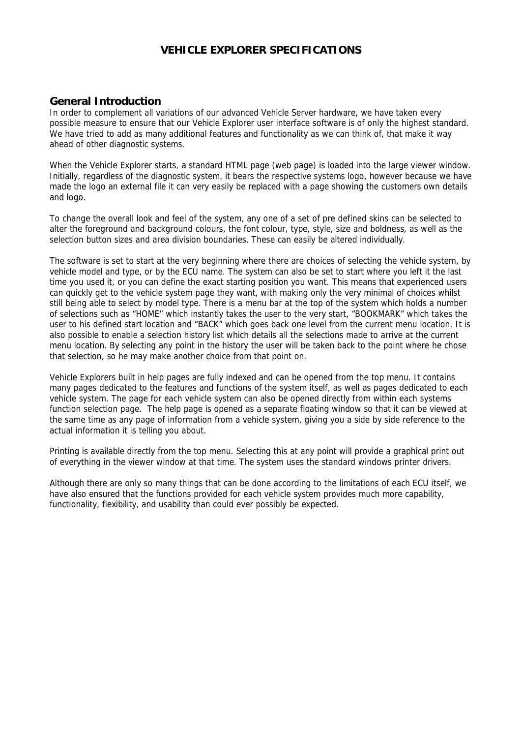# VEHICLE EXPLORER SPECIFICATIONS

## General Introduction

In order to complement all variations of our advanced Vehicle Server hardware, we have taken every possible measure to ensure that our Vehicle Explorer user interface software is of only the highest standard. We have tried to add as many additional features and functionality as we can think of, that make it way ahead of other diagnostic systems.

When the Vehicle Explorer starts, a standard HTML page (web page) is loaded into the large viewer window. Initially, regardless of the diagnostic system, it bears the respective systems logo, however because we have made the logo an external file it can very easily be replaced with a page showing the customers own details and logo.

To change the overall look and feel of the system, any one of a set of pre defined skins can be selected to alter the foreground and background colours, the font colour, type, style, size and boldness, as well as the selection button sizes and area division boundaries. These can easily be altered individually.

The software is set to start at the very beginning where there are choices of selecting the vehicle system, by vehicle model and type, or by the ECU name. The system can also be set to start where you left it the last time you used it, or you can define the exact starting position you want. This means that experienced users can quickly get to the vehicle system page they want, with making only the very minimal of choices whilst still being able to select by model type. There is a menu bar at the top of the system which holds a number of selections such as "HOME" which instantly takes the user to the very start, "BOOKMARK" which takes the user to his defined start location and "BACK" which goes back one level from the current menu location. It is also possible to enable a selection history list which details all the selections made to arrive at the current menu location. By selecting any point in the history the user will be taken back to the point where he chose that selection, so he may make another choice from that point on.

Vehicle Explorers built in help pages are fully indexed and can be opened from the top menu. It contains many pages dedicated to the features and functions of the system itself, as well as pages dedicated to each vehicle system. The page for each vehicle system can also be opened directly from within each systems function selection page. The help page is opened as a separate floating window so that it can be viewed at the same time as any page of information from a vehicle system, giving you a side by side reference to the actual information it is telling you about.

Printing is available directly from the top menu. Selecting this at any point will provide a graphical print out of everything in the viewer window at that time. The system uses the standard windows printer drivers.

Although there are only so many things that can be done according to the limitations of each ECU itself, we have also ensured that the functions provided for each vehicle system provides much more capability, functionality, flexibility, and usability than could ever possibly be expected.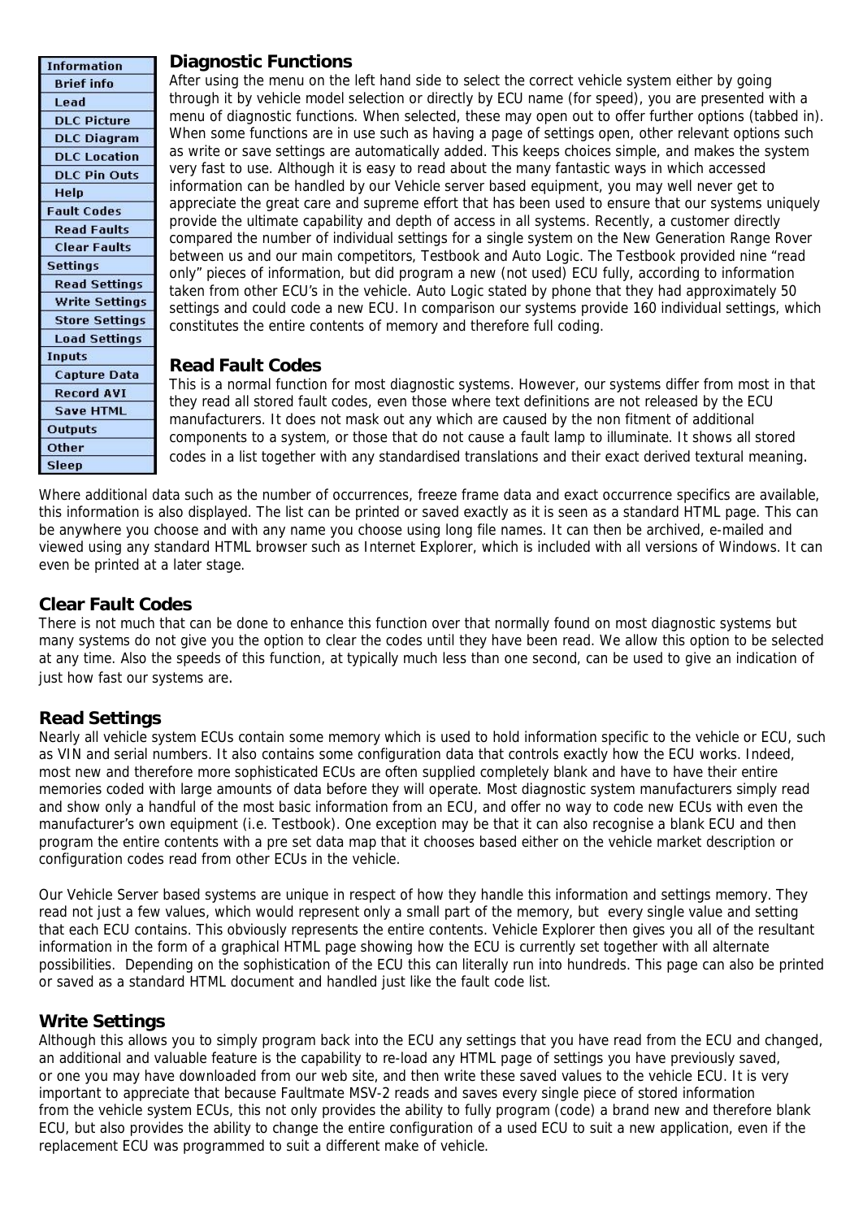- Information
  - Brief info
  - Lead
  - DLC Picture
  - DLC Diagram
  - DLC Location
  - DLC Pin Outs
  - Help
- Fault Codes
  - Read Faults
  - Clear Faults
- Settings
  - Read Settings
  - Write Settings
  - Store Settings
  - Load Settings
- Inputs
  - Capture Data
  - Record AVI
  - Save HTML
- Outputs
- Other
- Sleep

## Diagnostic Functions

After using the menu on the left hand side to select the correct vehicle system either by going through it by vehicle model selection or directly by ECU name (for speed), you are presented with a menu of diagnostic functions. When selected, these may open out to offer further options (tabbed in). When some functions are in use such as having a page of settings open, other relevant options such as write or save settings are automatically added. This keeps choices simple, and makes the system very fast to use. Although it is easy to read about the many fantastic ways in which accessed information can be handled by our Vehicle server based equipment, you may well never get to appreciate the great care and supreme effort that has been used to ensure that our systems uniquely provide the ultimate capability and depth of access in all systems. Recently, a customer directly compared the number of individual settings for a single system on the New Generation Range Rover between us and our main competitors, Testbook and Auto Logic. The Testbook provided nine "read only" pieces of information, but did program a new (not used) ECU fully, according to information taken from other ECU's in the vehicle. Auto Logic stated by phone that they had approximately 50 settings and could code a new ECU. In comparison our systems provide 160 individual settings, which constitutes the entire contents of memory and therefore full coding.

## Read Fault Codes

This is a normal function for most diagnostic systems. However, our systems differ from most in that they read all stored fault codes, even those where text definitions are not released by the ECU manufacturers. It does not mask out any which are caused by the non fitment of additional components to a system, or those that do not cause a fault lamp to illuminate. It shows all stored codes in a list together with any standardised translations and their exact derived textural meaning.

Where additional data such as the number of occurrences, freeze frame data and exact occurrence specifics are available, this information is also displayed. The list can be printed or saved exactly as it is seen as a standard HTML page. This can be anywhere you choose and with any name you choose using long file names. It can then be archived, e-mailed and viewed using any standard HTML browser such as Internet Explorer, which is included with all versions of Windows. It can even be printed at a later stage.

## Clear Fault Codes

There is not much that can be done to enhance this function over that normally found on most diagnostic systems but many systems do not give you the option to clear the codes until they have been read. We allow this option to be selected at any time. Also the speeds of this function, at typically much less than one second, can be used to give an indication of just how fast our systems are.

## Read Settings

Nearly all vehicle system ECUs contain some memory which is used to hold information specific to the vehicle or ECU, such as VIN and serial numbers. It also contains some configuration data that controls exactly how the ECU works. Indeed, most new and therefore more sophisticated ECUs are often supplied completely blank and have to have their entire memories coded with large amounts of data before they will operate. Most diagnostic system manufacturers simply read and show only a handful of the most basic information from an ECU, and offer no way to code new ECUs with even the manufacturer's own equipment (i.e. Testbook). One exception may be that it can also recognise a blank ECU and then program the entire contents with a pre set data map that it chooses based either on the vehicle market description or configuration codes read from other ECUs in the vehicle.

Our Vehicle Server based systems are unique in respect of how they handle this information and settings memory. They read not just a few values, which would represent only a small part of the memory, but every single value and setting that each ECU contains. This obviously represents the entire contents. Vehicle Explorer then gives you all of the resultant information in the form of a graphical HTML page showing how the ECU is currently set together with all alternate possibilities. Depending on the sophistication of the ECU this can literally run into hundreds. This page can also be printed or saved as a standard HTML document and handled just like the fault code list.

## Write Settings

Although this allows you to simply program back into the ECU any settings that you have read from the ECU and changed, an additional and valuable feature is the capability to re-load any HTML page of settings you have previously saved, or one you may have downloaded from our web site, and then write these saved values to the vehicle ECU. It is very important to appreciate that because Faultmate MSV-2 reads and saves every single piece of stored information from the vehicle system ECUs, this not only provides the ability to fully program (code) a brand new and therefore blank ECU, but also provides the ability to change the entire configuration of a used ECU to suit a new application, even if the replacement ECU was programmed to suit a different make of vehicle.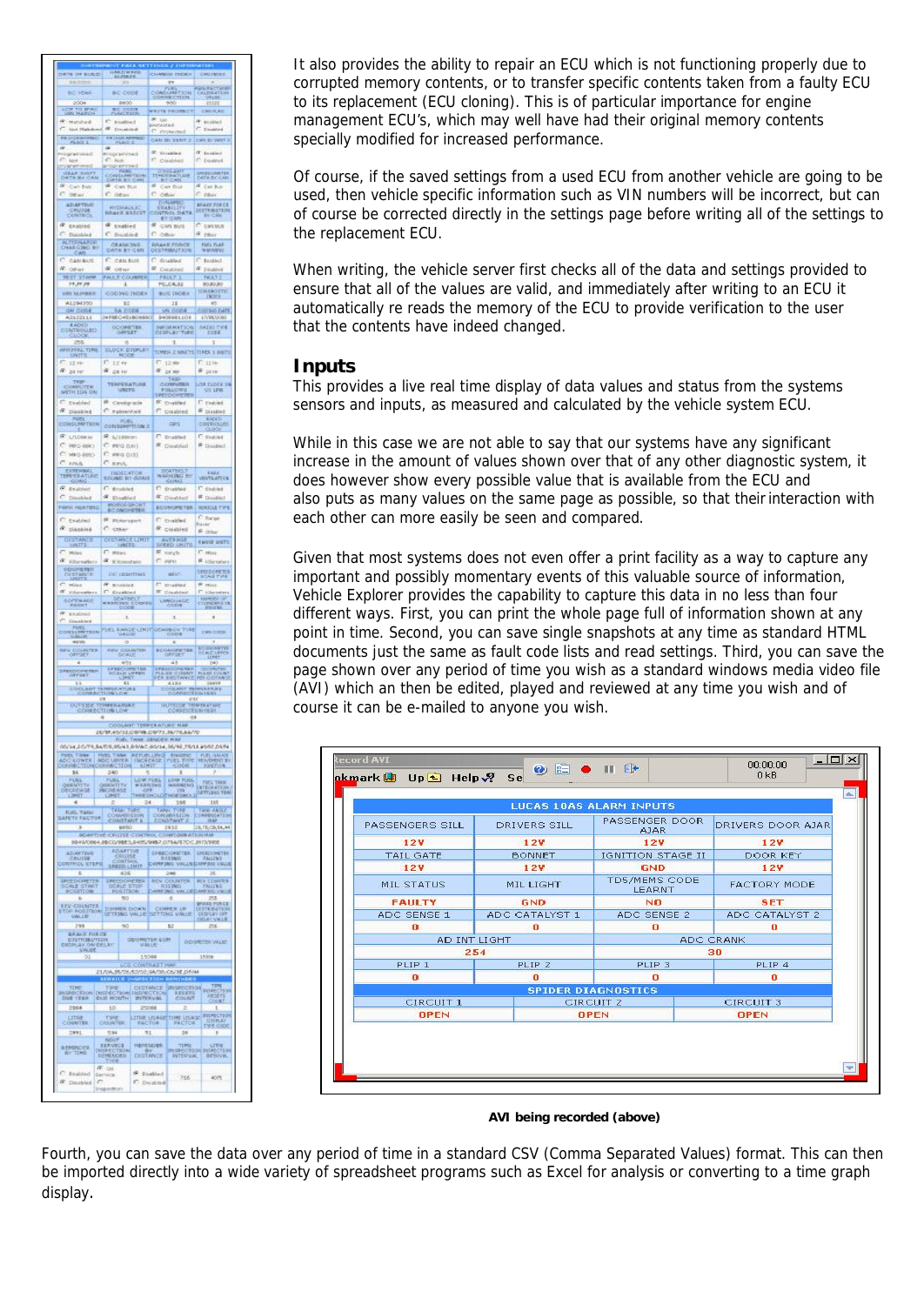It also provides the ability to repair an ECU which is not functioning properly due to corrupted memory contents, or to transfer specific contents taken from a faulty ECU to its replacement (ECU cloning). This is of particular importance for engine management ECU's, which may well have had their original memory contents specially modified for increased performance.

Of course, if the saved settings from a used ECU from another vehicle are going to be used, then vehicle specific information such as VIN numbers will be incorrect, but can of course be corrected directly in the settings page before writing all of the settings to the replacement ECU.

When writing, the vehicle server first checks all of the data and settings provided to ensure that all of the values are valid, and immediately after writing to an ECU it automatically re reads the memory of the ECU to provide verification to the user that the contents have indeed changed.

## Inputs

This provides a live real time display of data values and status from the systems sensors and inputs, as measured and calculated by the vehicle system ECU.

While in this case we are not able to say that our systems have any significant increase in the amount of values shown over that of any other diagnostic system, it does however show every possible value that is available from the ECU and also puts as many values on the same page as possible, so that their interaction with each other can more easily be seen and compared.

Given that most systems does not even offer a print facility as a way to capture any important and possibly momentary events of this valuable source of information, Vehicle Explorer provides the capability to capture this data in no less than four different ways. First, you can print the whole page full of information shown at any point in time. Second, you can save single snapshots at any time as standard HTML documents just the same as fault code lists and read settings. Third, you can save the page shown over any period of time you wish as a standard windows media video file (AVI) which an then be edited, played and reviewed at any time you wish and of course it can be e-mailed to anyone you wish.

**AVI being recorded (above)**

Fourth, you can save the data over any period of time in a standard CSV (Comma Separated Values) format. This can then be imported directly into a wide variety of spreadsheet programs such as Excel for analysis or converting to a time graph display.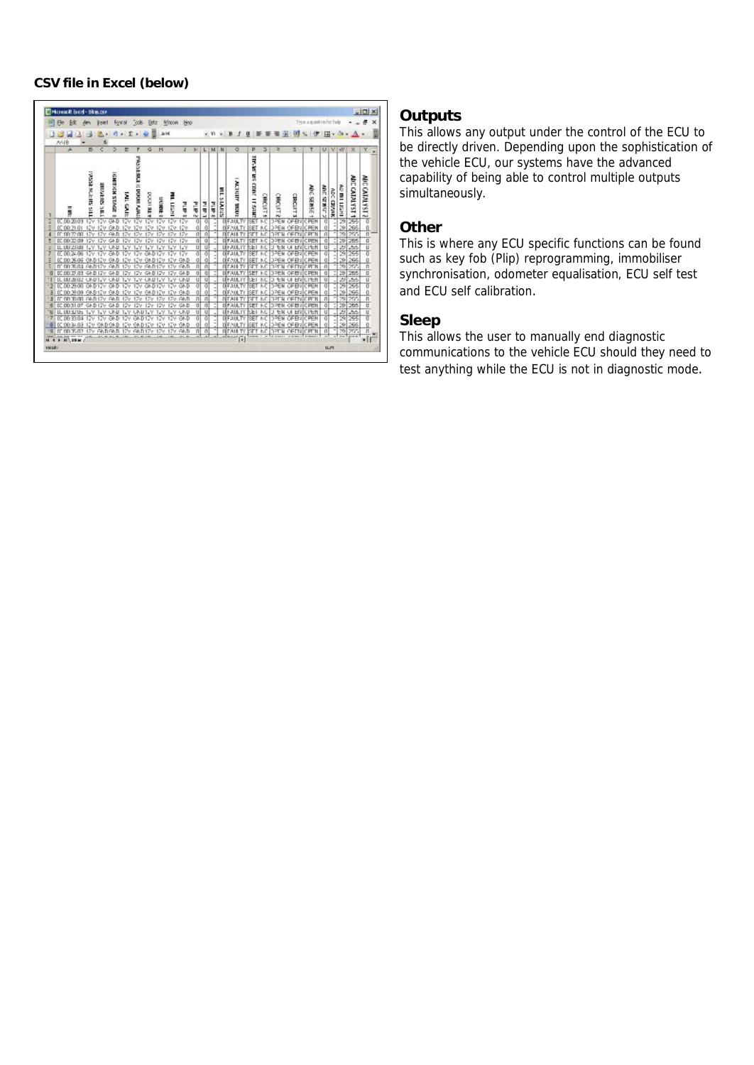**CSV file in Excel (below)**

## Outputs

This allows any output under the control of the ECU to be directly driven. Depending upon the sophistication of the vehicle ECU, our systems have the advanced capability of being able to control multiple outputs simultaneously.

## Other

This is where any ECU specific functions can be found such as key fob (Plip) reprogramming, immobiliser synchronisation, odometer equalisation, ECU self test and ECU self calibration.

## Sleep

This allows the user to manually end diagnostic communications to the vehicle ECU should they need to test anything while the ECU is not in diagnostic mode.